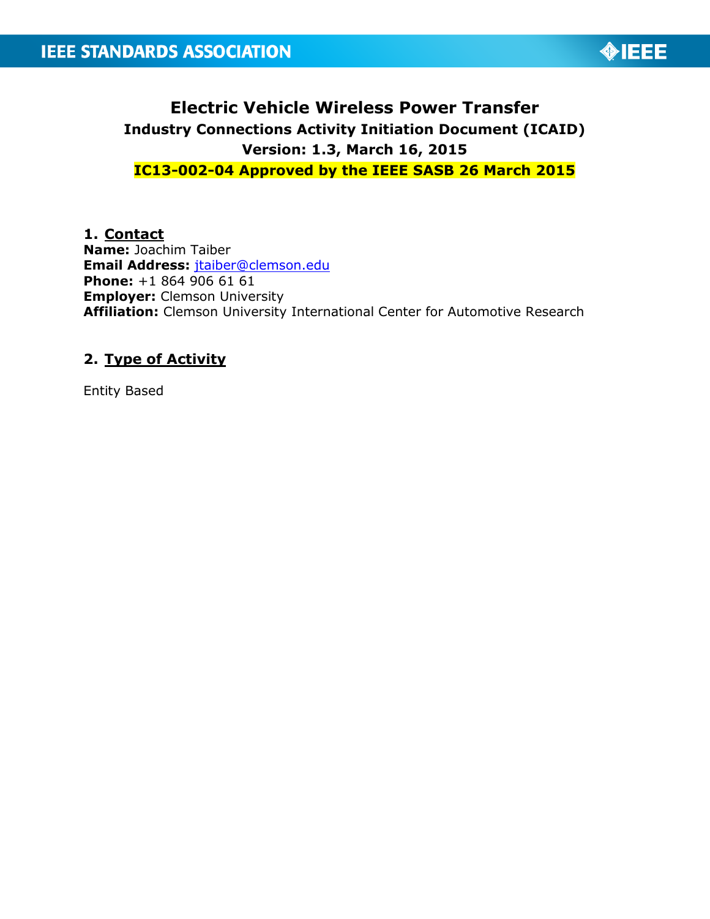# Electric Vehicle Wireless Power Transfer

## Industry Connections Activity Initiation Document (ICAID)

## Version: 1.3, March 16, 2015

## IC13-002-04 Approved by the IEEE SASB 26 March 2015

## 1. Contact

**Name:** Joachim Taiber
**Email Address:** jtaiber@clemson.edu
**Phone:** +1 864 906 61 61
**Employer:** Clemson University
**Affiliation:** Clemson University International Center for Automotive Research

## 2. Type of Activity

Entity Based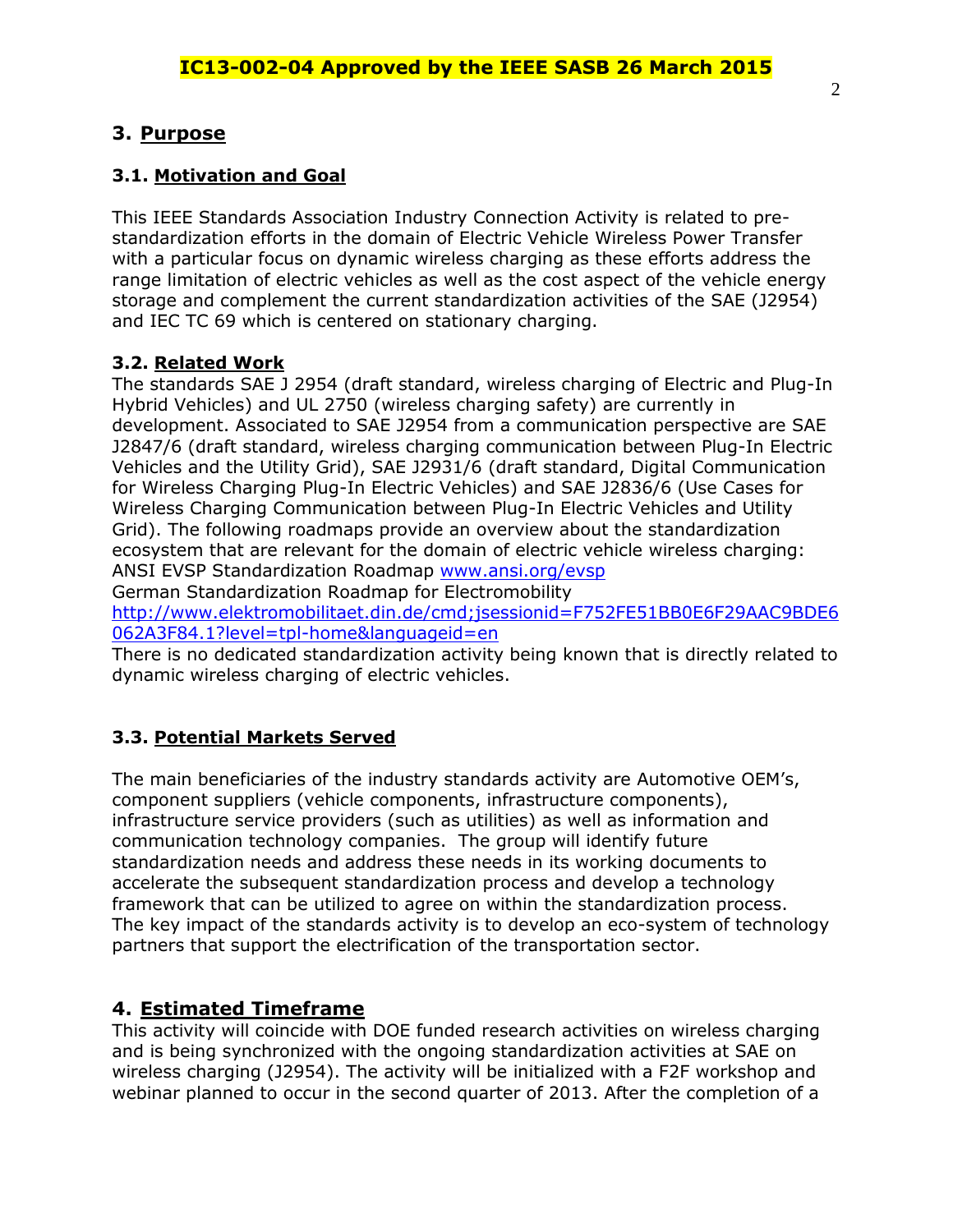# 3. Purpose

## 3.1. Motivation and Goal

This IEEE Standards Association Industry Connection Activity is related to pre-standardization efforts in the domain of Electric Vehicle Wireless Power Transfer with a particular focus on dynamic wireless charging as these efforts address the range limitation of electric vehicles as well as the cost aspect of the vehicle energy storage and complement the current standardization activities of the SAE (J2954) and IEC TC 69 which is centered on stationary charging.

## 3.2. Related Work

The standards SAE J 2954 (draft standard, wireless charging of Electric and Plug-In Hybrid Vehicles) and UL 2750 (wireless charging safety) are currently in development. Associated to SAE J2954 from a communication perspective are SAE J2847/6 (draft standard, wireless charging communication between Plug-In Electric Vehicles and the Utility Grid), SAE J2931/6 (draft standard, Digital Communication for Wireless Charging Plug-In Electric Vehicles) and SAE J2836/6 (Use Cases for Wireless Charging Communication between Plug-In Electric Vehicles and Utility Grid). The following roadmaps provide an overview about the standardization ecosystem that are relevant for the domain of electric vehicle wireless charging:
ANSI EVSP Standardization Roadmap www.ansi.org/evsp
German Standardization Roadmap for Electromobility
http://www.elektromobilitaet.din.de/cmd;jsessionid=F752FE51BB0E6F29AAC9BDE6062A3F84.1?level=tpl-home&languageid=en
There is no dedicated standardization activity being known that is directly related to dynamic wireless charging of electric vehicles.

## 3.3. Potential Markets Served

The main beneficiaries of the industry standards activity are Automotive OEM's, component suppliers (vehicle components, infrastructure components), infrastructure service providers (such as utilities) as well as information and communication technology companies. The group will identify future standardization needs and address these needs in its working documents to accelerate the subsequent standardization process and develop a technology framework that can be utilized to agree on within the standardization process. The key impact of the standards activity is to develop an eco-system of technology partners that support the electrification of the transportation sector.

# 4. Estimated Timeframe

This activity will coincide with DOE funded research activities on wireless charging and is being synchronized with the ongoing standardization activities at SAE on wireless charging (J2954). The activity will be initialized with a F2F workshop and webinar planned to occur in the second quarter of 2013. After the completion of a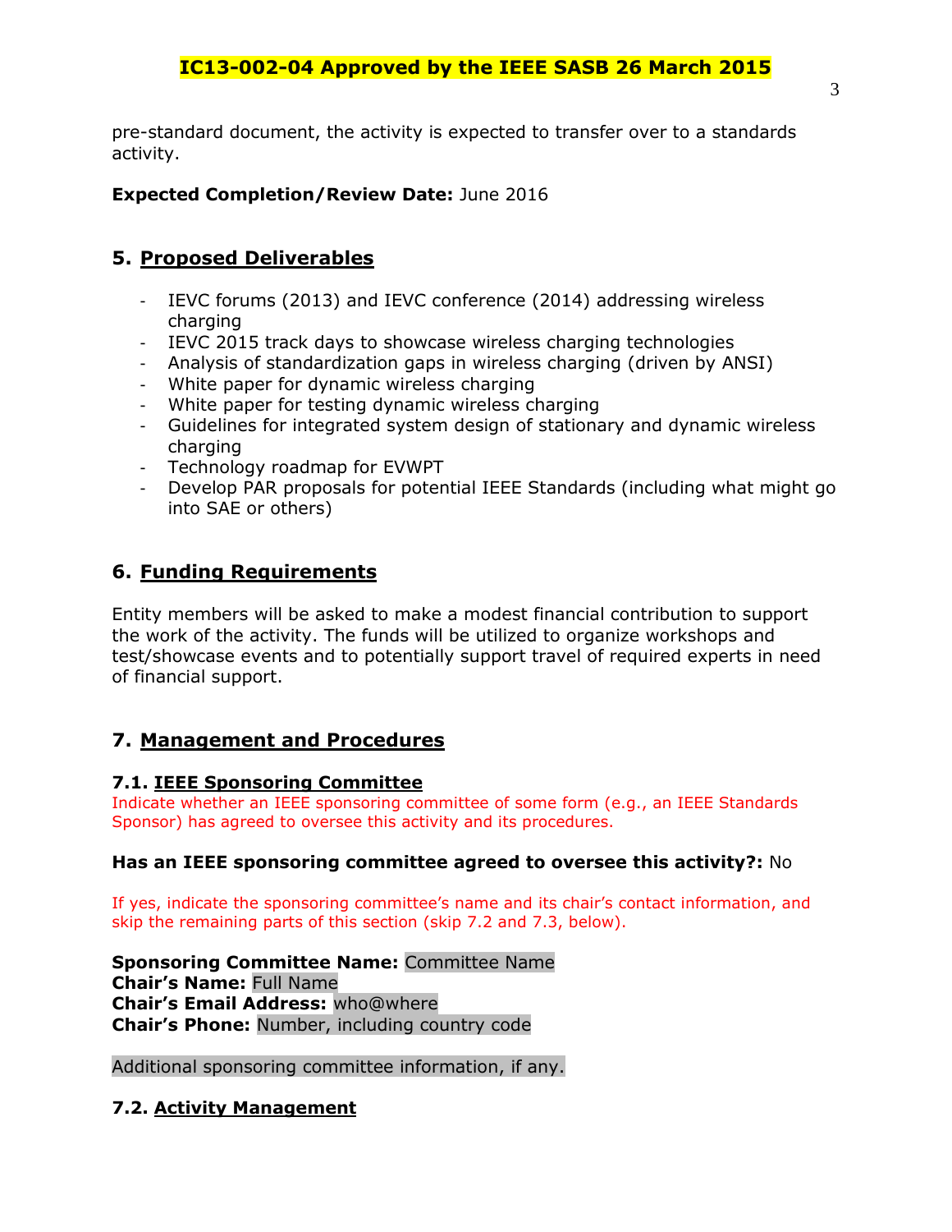pre-standard document, the activity is expected to transfer over to a standards activity.

**Expected Completion/Review Date:** June 2016

## 5. Proposed Deliverables

- IEVC forums (2013) and IEVC conference (2014) addressing wireless charging
- IEVC 2015 track days to showcase wireless charging technologies
- Analysis of standardization gaps in wireless charging (driven by ANSI)
- White paper for dynamic wireless charging
- White paper for testing dynamic wireless charging
- Guidelines for integrated system design of stationary and dynamic wireless charging
- Technology roadmap for EVWPT
- Develop PAR proposals for potential IEEE Standards (including what might go into SAE or others)

## 6. Funding Requirements

Entity members will be asked to make a modest financial contribution to support the work of the activity. The funds will be utilized to organize workshops and test/showcase events and to potentially support travel of required experts in need of financial support.

## 7. Management and Procedures

### 7.1. IEEE Sponsoring Committee

Indicate whether an IEEE sponsoring committee of some form (e.g., an IEEE Standards Sponsor) has agreed to oversee this activity and its procedures.

**Has an IEEE sponsoring committee agreed to oversee this activity?:** No

If yes, indicate the sponsoring committee's name and its chair's contact information, and skip the remaining parts of this section (skip 7.2 and 7.3, below).

**Sponsoring Committee Name:** Committee Name
**Chair's Name:** Full Name
**Chair's Email Address:** who@where
**Chair's Phone:** Number, including country code

Additional sponsoring committee information, if any.

### 7.2. Activity Management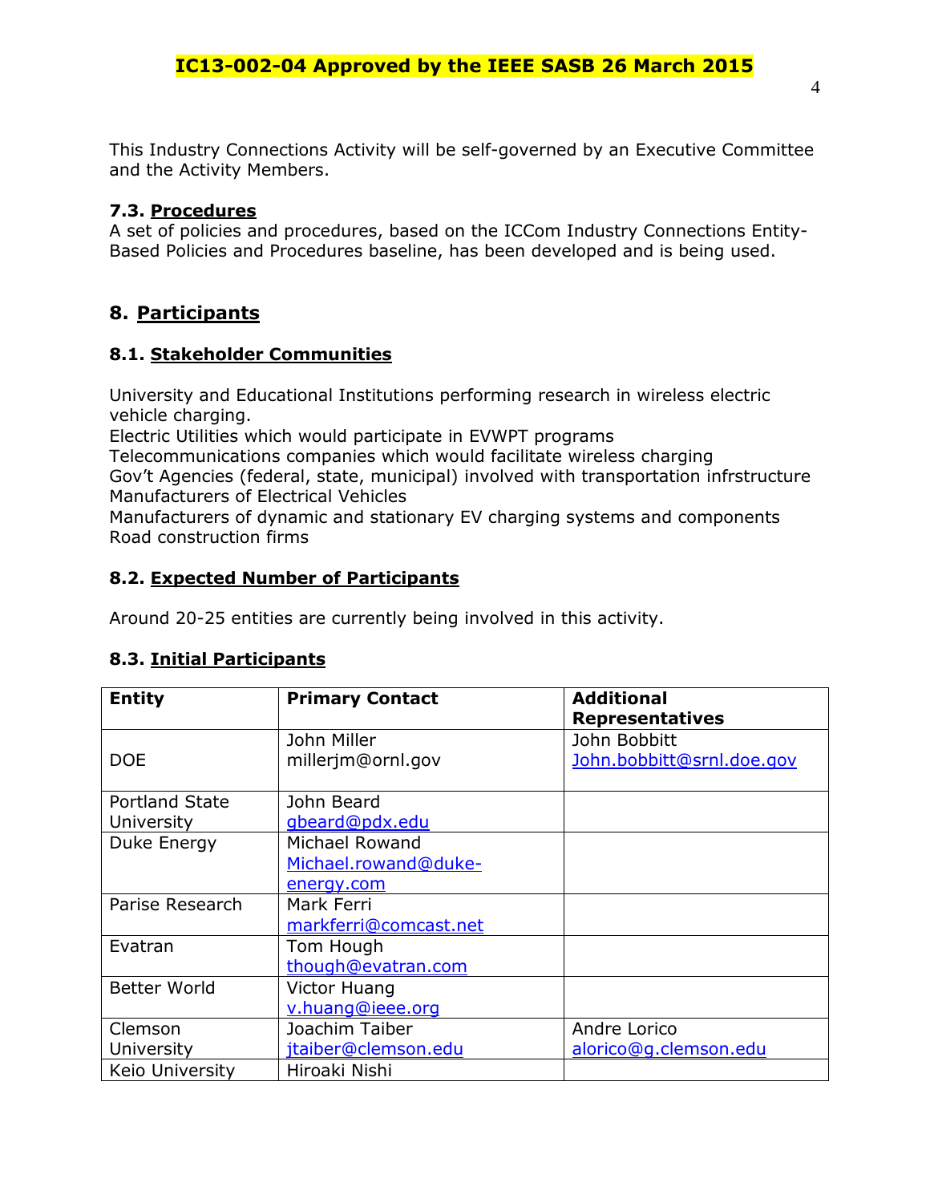**IC13-002-04 Approved by the IEEE SASB 26 March 2015**

This Industry Connections Activity will be self-governed by an Executive Committee and the Activity Members.

### 7.3. Procedures

A set of policies and procedures, based on the ICCom Industry Connections Entity-Based Policies and Procedures baseline, has been developed and is being used.

## 8. Participants

### 8.1. Stakeholder Communities

University and Educational Institutions performing research in wireless electric vehicle charging.
Electric Utilities which would participate in EVWPT programs
Telecommunications companies which would facilitate wireless charging
Gov't Agencies (federal, state, municipal) involved with transportation infrstructure
Manufacturers of Electrical Vehicles
Manufacturers of dynamic and stationary EV charging systems and components
Road construction firms

### 8.2. Expected Number of Participants

Around 20-25 entities are currently being involved in this activity.

### 8.3. Initial Participants

| Entity | Primary Contact | Additional Representatives |
|---|---|---|
| DOE | John Miller millerjm@ornl.gov | John Bobbitt John.bobbitt@srnl.doe.gov |
| Portland State University | John Beard gbeard@pdx.edu | |
| Duke Energy | Michael Rowand Michael.rowand@duke-energy.com | |
| Parise Research | Mark Ferri markferri@comcast.net | |
| Evatran | Tom Hough though@evatran.com | |
| Better World | Victor Huang v.huang@ieee.org | |
| Clemson University | Joachim Taiber jtaiber@clemson.edu | Andre Lorico alorico@g.clemson.edu |
| Keio University | Hiroaki Nishi | |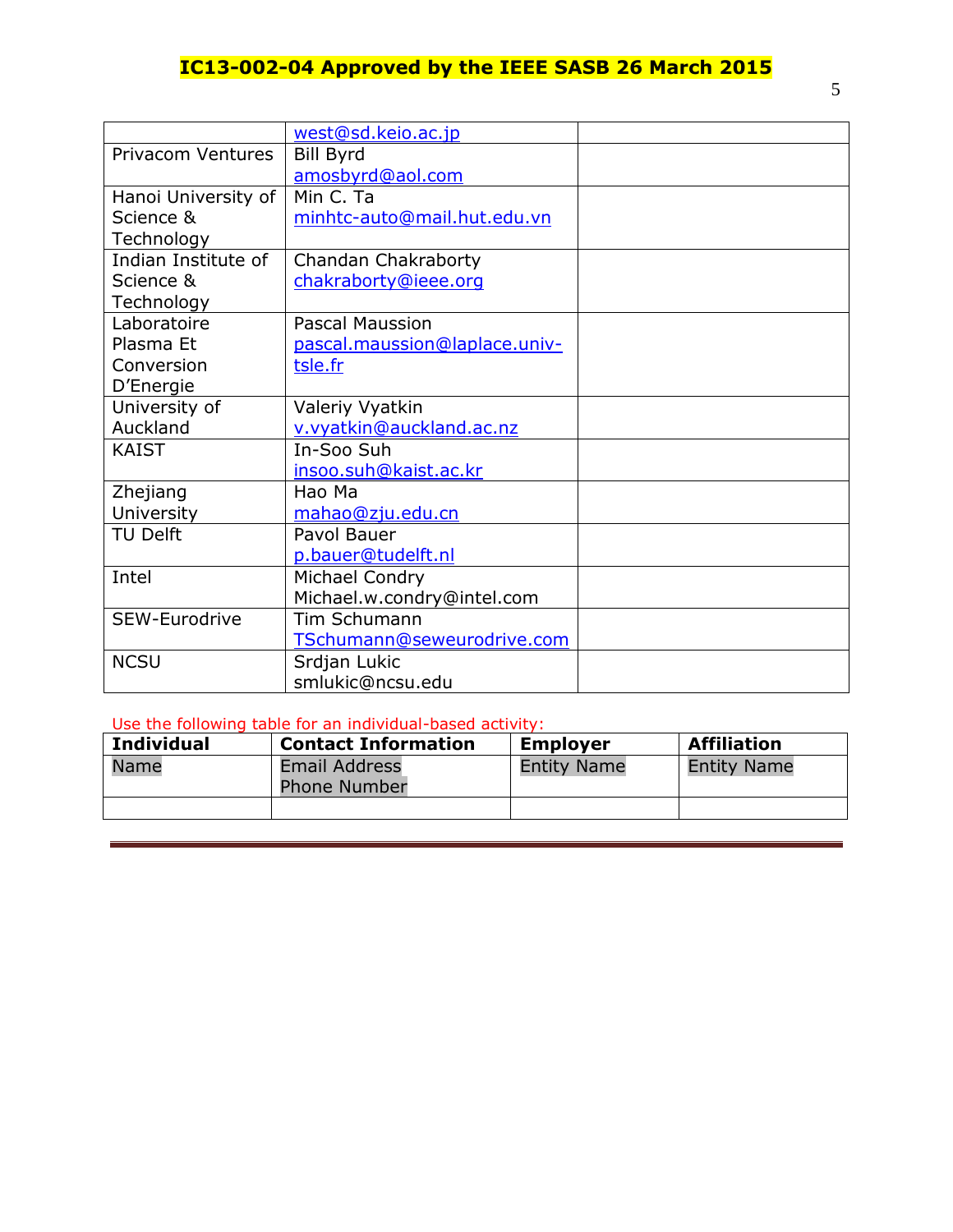| | | |
|---|---|---|
| | west@sd.keio.ac.jp | |
| Privacom Ventures | Bill Byrd<br>amosbyrd@aol.com | |
| Hanoi University of Science & Technology | Min C. Ta<br>minhtc-auto@mail.hut.edu.vn | |
| Indian Institute of Science & Technology | Chandan Chakraborty<br>chakraborty@ieee.org | |
| Laboratoire Plasma Et Conversion D'Energie | Pascal Maussion<br>pascal.maussion@laplace.univ-tsle.fr | |
| University of Auckland | Valeriy Vyatkin<br>v.vyatkin@auckland.ac.nz | |
| KAIST | In-Soo Suh<br>insoo.suh@kaist.ac.kr | |
| Zhejiang University | Hao Ma<br>mahao@zju.edu.cn | |
| TU Delft | Pavol Bauer<br>p.bauer@tudelft.nl | |
| Intel | Michael Condry<br>Michael.w.condry@intel.com | |
| SEW-Eurodrive | Tim Schumann<br>TSchumann@seweurodrive.com | |
| NCSU | Srdjan Lukic<br>smlukic@ncsu.edu | |

Use the following table for an individual-based activity:

| **Individual** | **Contact Information** | **Employer** | **Affiliation** |
|---|---|---|---|
| Name | Email Address<br>Phone Number | Entity Name | Entity Name |
| | | | |